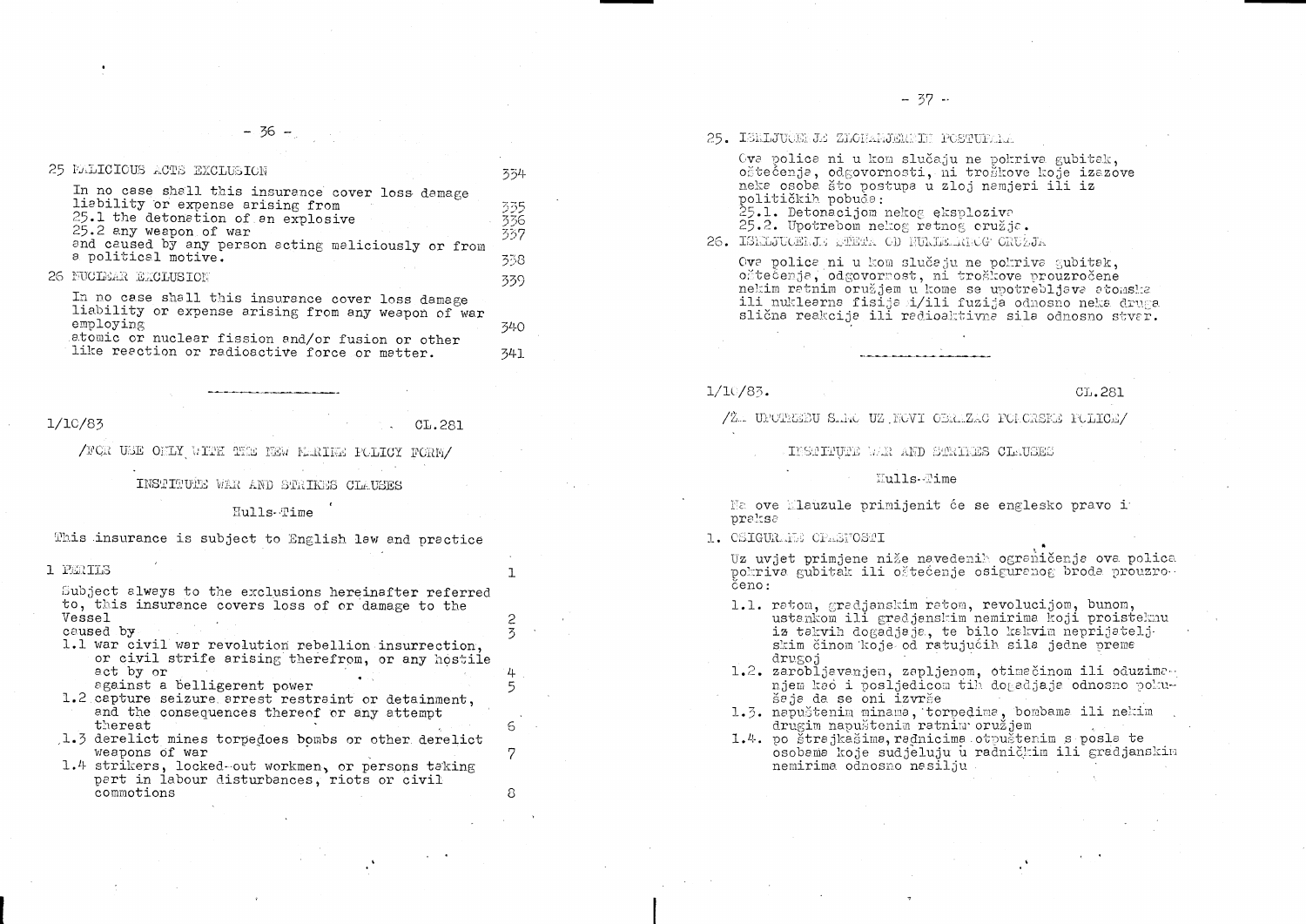## 25 MALICIOUS ACTS EXCLUSION

354

In no case shall this insurance cover loss damage liability or expense arising from
25.1 the detonation of an explosive
25.2 any weapon of war
and caused by any person acting maliciously or from a political motive.

335
336
337
338

## 26 NUCLEAR EXCLUSION

339

In no case shall this insurance cover loss damage liability or expense arising from any weapon of war employing atomic or nuclear fission and/or fusion or other like reaction or radioactive force or matter.

340
341

---

1/10/83 CL.281

/FOR USE ONLY WITH THE NEW MARINE POLICY FORM/

### INSTITUTE WAR AND STRIKES CLAUSES

#### Hulls-Time

This insurance is subject to English law and practice

## 1 PERILS

1

Subject always to the exclusions hereinafter referred to, this insurance covers loss of or damage to the Vessel caused by

2
3

1.1 war civil war revolution rebellion insurrection, or civil strife arising therefrom, or any hostile act by or against a belligerent power

4
5

1.2 capture seizure arrest restraint or detainment, and the consequences thereof or any attempt thereat

6

1.3 derelict mines torpedoes bombs or other derelict weapons of war

7

1.4 strikers, locked-out workmen, or persons taking part in labour disturbances, riots or civil commotions

8

## 25. ISKLJUČENJE ZLONAMJERNIH POSTUPAKA

Ova polica ni u kom slučaju ne pokriva gubitak, oštećenje, odgovornosti, ni troškove koje izazove neka osoba što postupa u zloj namjeri ili iz političkih pobuda:
25.1. Detonacijom nekog eksploziva
25.2. Upotrebom nekog ratnog oružja.

## 26. ISKLJUČENJE ŠTETA OD NUKLEARNOG ORUŽJA

Ova police ni u kom slučaju ne pokriva gubitak, oštećenja, odgovornost, ni troškove prouzročene nekim ratnim oružjem u kome se upotrebljava atomska ili nuklearna fisija i/ili fuzija odnosno neka druga slična reakcija ili radioaktivna sila odnosno stvar.

---

1/10/83. CL.281

/ZA UPOTREBU SAMO UZ NOVI OBRAZAC POMORSKE POLICE/

### INSTITUTE WAR AND STRIKES CLAUSES

#### Hulls-Time

Na ove klauzule primijenit će se englesko pravo i prakse

## 1. OSIGURANE OPASNOSTI

Uz uvjet primjene niže navedenih ograničenja ova polica pokriva gubitak ili oštećenje osiguranog broda prouzročeno:

1.1. ratom, gradjanskim ratom, revolucijom, bunom, ustankom ili gradjanskim nemirima koji proistekmu iz takvih dogadjaja, te bilo kakvim neprijateljskim činom koje od ratujućih sila jedne preme drugoj
1.2. zarobljavanjem, zapljenom, otimačinom ili oduzimanjem kao i posljedicom tih dogadjaja odnosno pokušaja da se oni izvrše
1.3. napuštenim minama, torpedima, bombama ili nekim drugim napuštenim ratnim oružjem
1.4. po štrajkašima, radnicima otpuštenim s posla te osobama koje sudjeluju u radničkim ili gradjanskim nemirima odnosno nasilju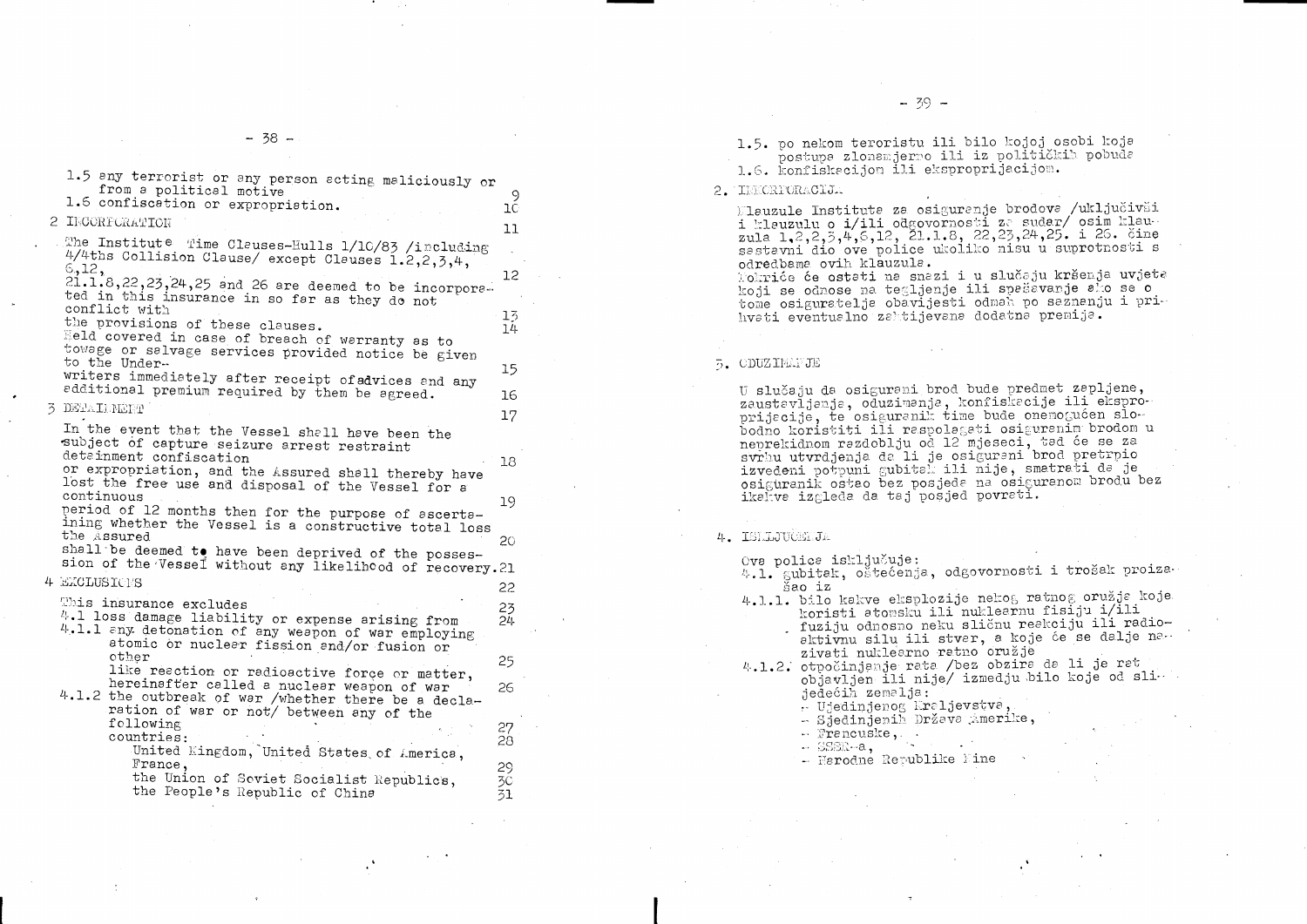1.5 any terrorist or any person acting maliciously or from a political motive

1.6 confiscation or expropriation.

## 2 INCORPORATION

The Institute Time Clauses-Hulls 1/10/83 /including 4/4ths Collision Clause/ except Clauses 1.2,2,3,4, 6,12, 21.1.8,22,23,24,25 and 26 are deemed to be incorporated in this insurance in so far as they do not conflict with the provisions of these clauses.

Held covered in case of breach of warranty as to towage or salvage services provided notice be given to the Underwriters immediately after receipt of advices and any additional premium required by them be agreed.

## 3 DETAINMENT

In the event that the Vessel shall have been the subject of capture seizure arrest restraint detainment confiscation or expropriation, and the Assured shall thereby have lost the free use and disposal of the Vessel for a continuous period of 12 months then for the purpose of ascertaining whether the Vessel is a constructive total loss the Assured shall be deemed to have been deprived of the possession of the Vessel without any likelihood of recovery.

## 4 EXCLUSIONS

This insurance excludes

4.1 loss damage liability or expense arising from

4.1.1 any detonation of any weapon of war employing atomic or nuclear fission and/or fusion or other like reaction or radioactive force or matter, hereinafter called a nuclear weapon of war

4.1.2 the outbreak of war /whether there be a declaration of war or not/ between any of the following countries:
United Kingdom, United States of America, France, the Union of Soviet Socialist Republics, the People's Republic of China

---

1.5. po nekom teroristu ili bilo kojoj osobi koja postupa zlonamjerno ili iz političkih pobuda

1.6. konfiskacijom ili eksproprijacijom.

## 2. INKORPORACIJA

Klauzule Instituta za osiguranje brodova /uključivši i klauzulu o i/ili odgovornosti za sudar/ osim klauzula 1,2,2,3,4,6,12, 21.1.8, 22,23,24,25. i 26. čine sastavni dio ove police ukoliko nisu u suprotnosti s odredbama ovih klauzula.

Pokriće će ostati na snazi i u slučaju kršenja uvjeta koji se odnose na tegljenje ili spašavanje ako se o tome osiguratelje obavijesti odmah po saznanju i prihvati eventualno zahtijevana dodatna premija.

## 3. ODUZIMANJE

U slučaju da osigurani brod bude predmet zapljene, zaustavljanja, oduzimanja, konfiskacije ili eksproprijacije, te osiguranik time bude onemogućen slobodno koristiti ili raspolagati osiguranim brodom u neprekidnom razdoblju od 12 mjeseci, tad će se za svrhu utvrdjenja da li je osigurani brod pretrpio izvedeni potpuni gubitak ili nije, smatrati da je osiguranik ostao bez posjeda na osiguranom brodu bez ikakve izgleda da taj posjed povrati.

## 4. ISKLJUČENJA

Ova polica isključuje:

4.1. gubitak, oštećenja, odgovornosti i trošak proizašao iz

4.1.1. bilo kakve eksplozije nekog ratnog oružja koje koristi atomsku ili nuklearnu fisiju i/ili fuziju odnosno neku sličnu reakciju ili radioaktivnu silu ili stvar, a koje će se dalje nazivati nuklearno ratno oružje

4.1.2. otpočinjanje rata /bez obzira da li je rat objavljen ili nije/ izmedju bilo koje od slijedećih zemalja:
- Ujedinjenog Kraljevstva,
- Sjedinjenih Država Amerike,
- Francuske,
- SSSR-a,
- Narodne Republike Kine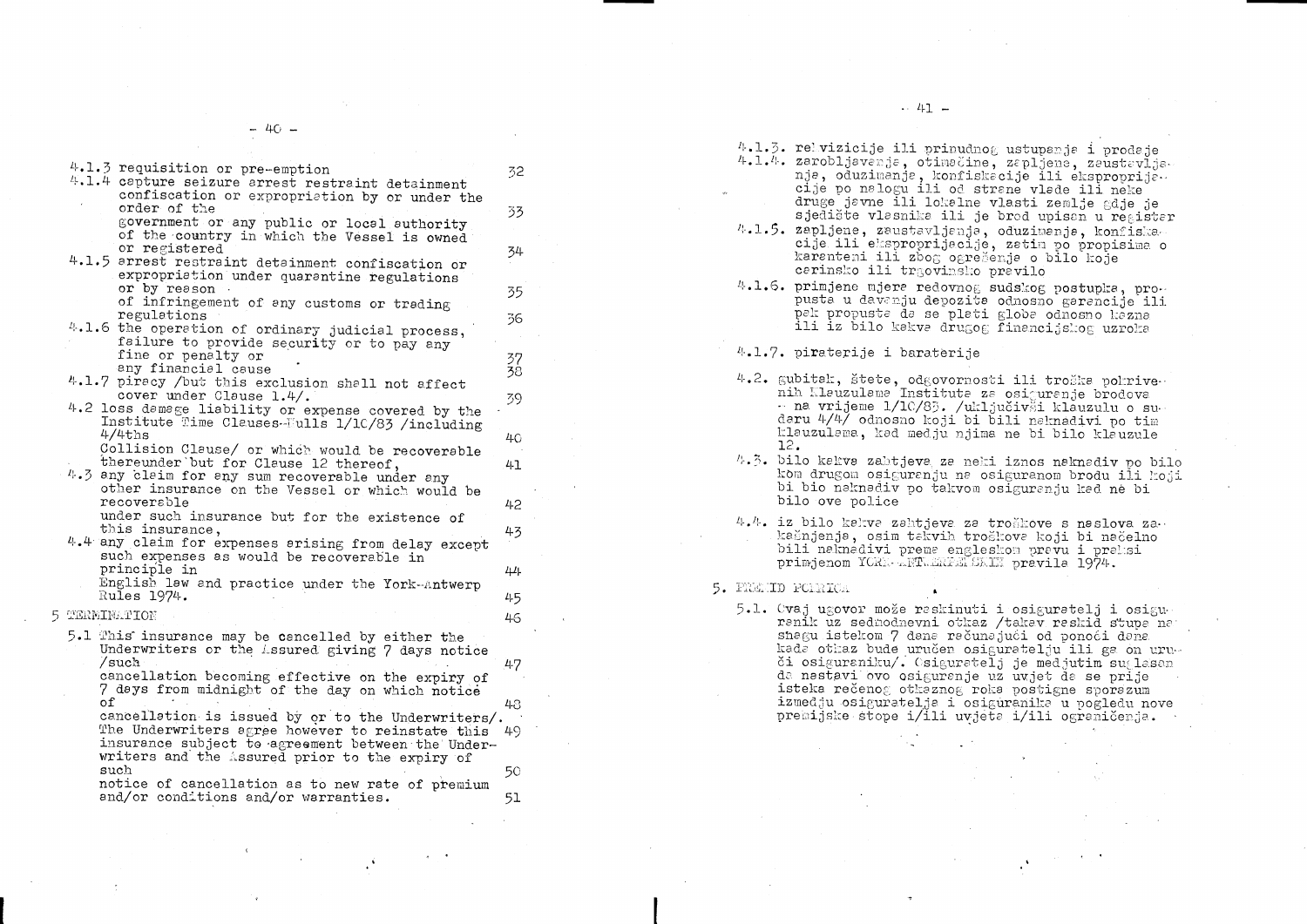4.1.3 requisition or pre-emption 32

4.1.4 capture seizure arrest restraint detainment confiscation or expropriation by or under the order of the 33
government or any public or local authority of the country in which the Vessel is owned or registered 34

4.1.5 arrest restraint detainment confiscation or expropriation under quarantine regulations or by reason 35
of infringement of any customs or trading regulations 36

4.1.6 the operation of ordinary judicial process, failure to provide security or to pay any fine or penalty or 37
any financial cause 38

4.1.7 piracy /but this exclusion shall not affect cover under Clause 1.4/. 39

4.2 loss damage liability or expense covered by the Institute Time Clauses-Hulls 1/10/83 /including 4/4ths 40
Collision Clause/ or which would be recoverable thereunder but for Clause 12 thereof, 41

4.3 any claim for any sum recoverable under any other insurance on the Vessel or which would be recoverable 42
under such insurance but for the existence of this insurance, 43

4.4 any claim for expenses arising from delay except such expenses as would be recoverable in principle in 44
English law and practice under the York-Antwerp Rules 1974. 45

5 TERMINATION 46

5.1 This insurance may be cancelled by either the Underwriters or the Assured giving 7 days notice /such 47
cancellation becoming effective on the expiry of 7 days from midnight of the day on which notice of 48
cancellation is issued by or to the Underwriters/. The Underwriters agree however to reinstate this 49
insurance subject to agreement between the Underwriters and the Assured prior to the expiry of such 50
notice of cancellation as to new rate of premium and/or conditions and/or warranties. 51

4.1.3. rekvizicije ili prinudnog ustupanja i prodaje

4.1.4. zarobljavanja, otimačine, zapljene, zaustavljanja, oduzimanje, konfiskacije ili eksproprijacije po nalogu ili od strane vlade ili neke druge javne ili lokalne vlasti zemlje gdje je sjedište vlasnika ili je brod upisan u registar

4.1.5. zapljene, zaustavljanja, oduzimanja, konfiskacije ili eksproprijacije, zatim po propisima o karanteni ili zbog ogrešenja o bilo koje carinsko ili trgovinsko pravilo

4.1.6. primjene mjera redovnog sudskog postupka, propusta u davanju depozita odnosno garancije ili pak propusta da se plati globa odnosno kazna ili iz bilo kakva drugog financijskog uzroka

4.1.7. piraterije i baraterije

4.2. gubitak, štete, odgovornosti ili troška pokrivenih klauzulama Instituta za osiguranje brodova - na vrijeme 1/10/83. /uključivši klauzulu o sudaru 4/4/ odnosno koji bi bili naknadivi po tim klauzulama, kad medju njima ne bi bilo klauzule 12.

4.3. bilo kakva zahtjeva za neki iznos naknadiv po bilo kom drugom osiguranju na osiguranom brodu ili koji bi bio naknadiv po takvom osiguranju kad ne bi bilo ove police

4.4. iz bilo kakva zahtjeva za troškove s naslova zakašnjenja, osim takvih troškova koji bi načelno bili naknadivi prema engleskom pravu i praksi primjenom YORK-ANTWERPENSKIH pravila 1974.

5. PRESTID POLICE

5.1. Ovaj ugovor može raskinuti i osiguratelj i osiguranik uz sedmodnevni otkaz /takav raskid stupa na snagu istekom 7 dana računajući od ponoći dana kada otkaz bude uručen osiguratelju ili ga on uruči osiguraniku/. Osiguratelj je medjutim suglasan da nastavi ovo osiguranje uz uvjet da se prije isteka rečenog otkaznog roka postigne sporazum izmedju osiguratelja i osiguranika u pogledu nove premijske stope i/ili uvjeta i/ili ograničenja.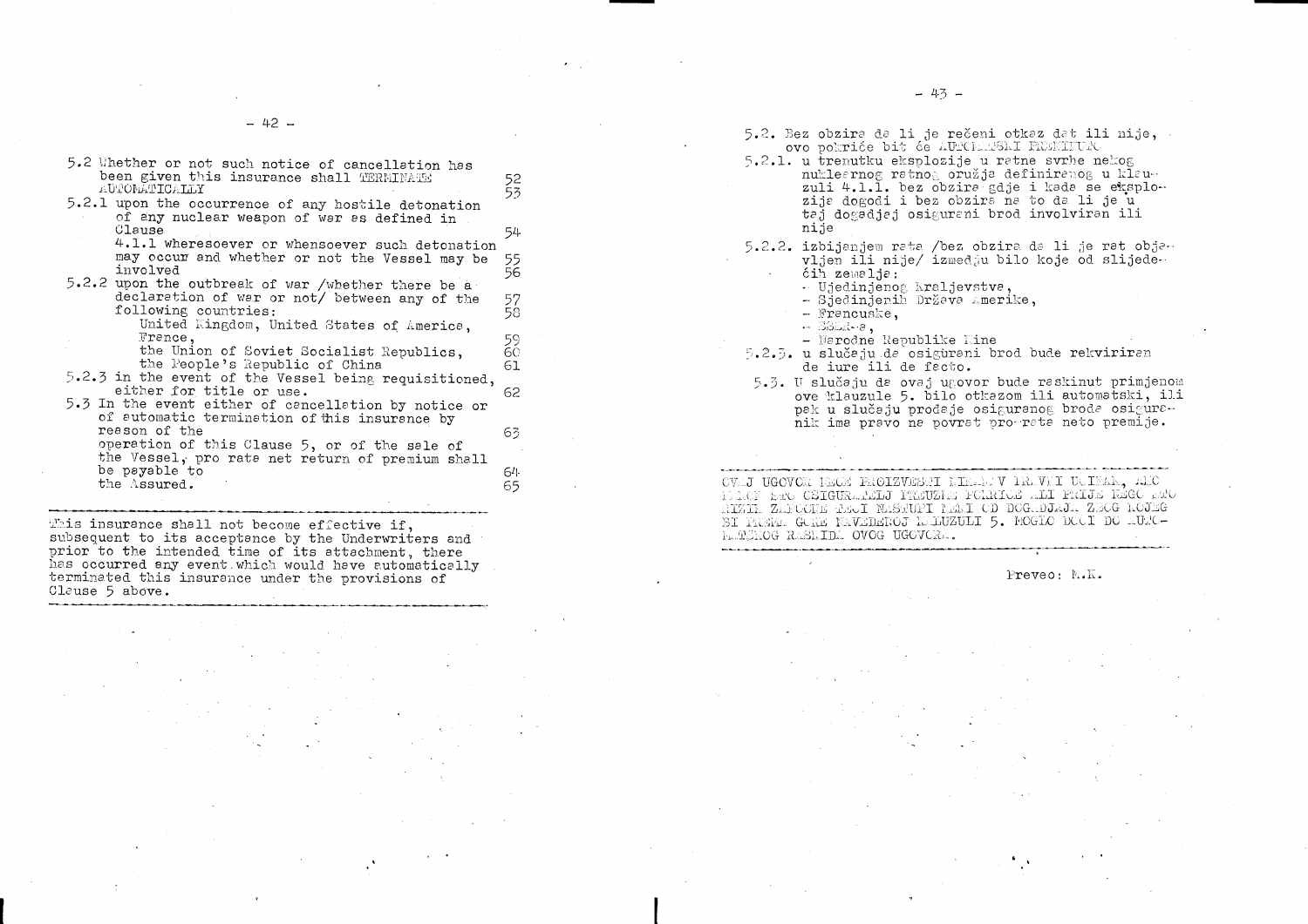5.2 Whether or not such notice of cancellation has been given this insurance shall TERMINATE AUTOMATICALLY 52 53

5.2.1 upon the occurrence of any hostile detonation of any nuclear weapon of war as defined in Clause 54
4.1.1 wheresoever or whensoever such detonation may occur and whether or not the Vessel may be involved 55 56

5.2.2 upon the outbreak of war /whether there be a declaration of war or not/ between any of the following countries: 57 58
United Kingdom, United States of America, France, 59
the Union of Soviet Socialist Republics, 60
the People's Republic of China 61

5.2.3 in the event of the Vessel being requisitioned, either for title or use. 62

5.3 In the event either of cancellation by notice or of automatic termination of this insurance by reason of the 63
operation of this Clause 5, or of the sale of the Vessel, pro rata net return of premium shall be payable to 64
the Assured. 65

---

This insurance shall not become effective if, subsequent to its acceptance by the Underwriters and prior to the intended time of its attachment, there has occurred any event which would have automatically terminated this insurance under the provisions of Clause 5 above.

---

5.2. Bez obzira da li je rečeni otkaz dat ili nije, ovo pokriće bit će AUTOMATSKI PRESTATI

5.2.1. u trenutku eksplozije u ratne svrhe nekog nuklearnog ratnog oružja definiranog u klauzuli 4.1.1. bez obzira gdje i kada se eksplozija dogodi i bez obzira na to da li je u taj dogadjaj osigurani brod involviran ili nije

5.2.2. izbijanjem rata /bez obzira da li je rat objavljen ili nije/ izmedju bilo koje od slijedećih zemalja:
- Ujedinjenog Kraljevstva,
- Sjedinjenih Država Amerike,
- Francuske,
- SSSR-a,
- Narodne Republike Kine

5.2.3. u slučaju da osigurani brod bude rekviriran de iure ili de facto.

5.3. U slučaju da ovaj ugovor bude raskinut primjenom ove klauzule 5. bilo otkazom ili automatski, ili pak u slučaju prodaje osiguranog broda osiguranik ima pravo na povrat pro-rata neto premije.

---

OVAJ UGOVOR NEĆE PROIZVESTI DJELOVANJE, AKO NAKON ŠTO OSIGURATELJ PREUZME POLICU ALI PRIJE NEGO ŠTO RIZIK ZAPOČNE TEĆI NASTUPI NEKI OD DOGAĐAJA ZBOG KOJEG BI PREMA GORE NAVEDENOJ KLAUZULI 5. MOGLO DOĆI DO AUTOMATSKOG RASKIDA OVOG UGOVORA.

---

Preveo: M.K.